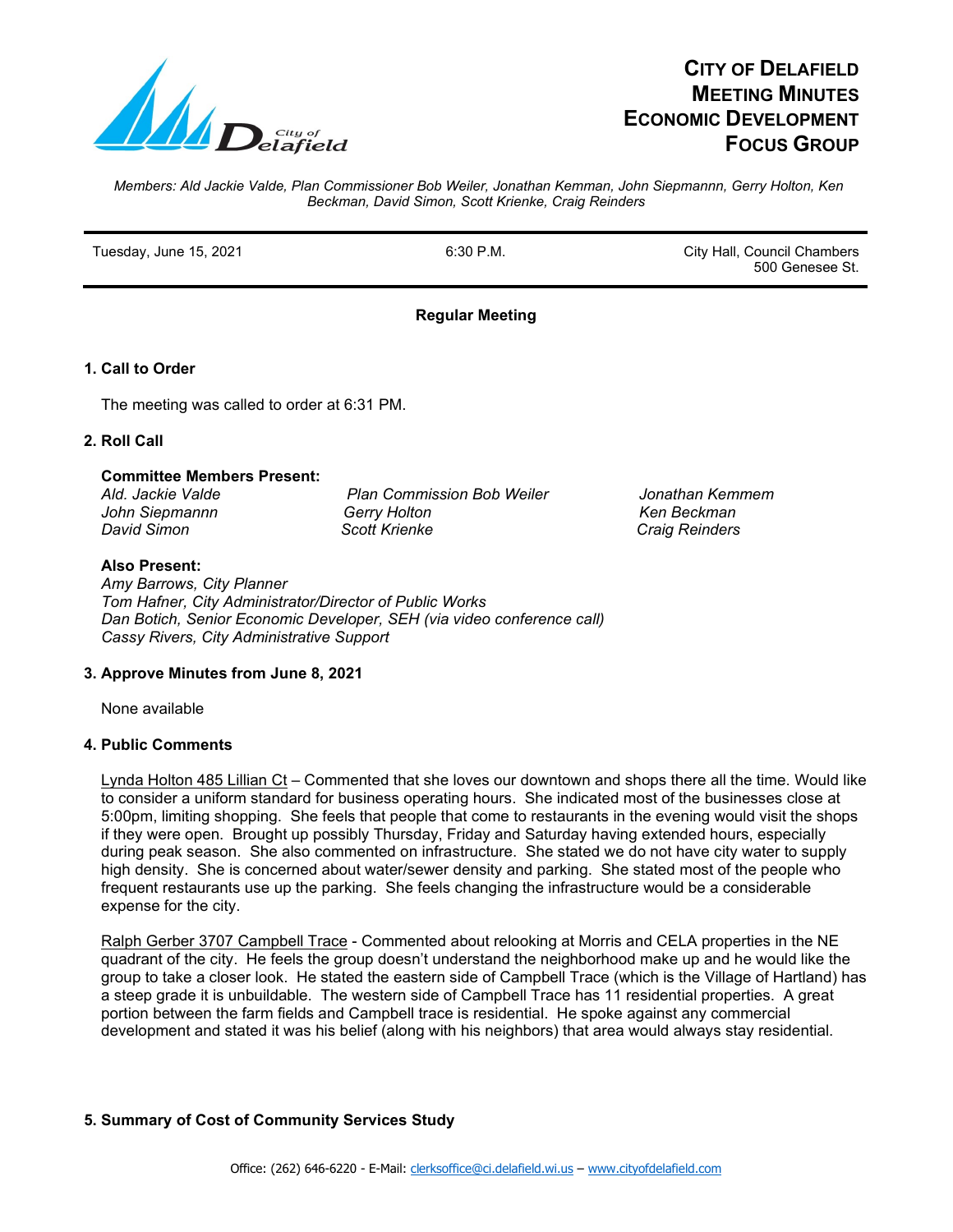# City of Delafield Meeting Minutes Economic Development Focus Group

*Members: Ald Jackie Valde, Plan Commissioner Bob Weiler, Jonathan Kemman, John Siepmannn, Gerry Holton, Ken Beckman, David Simon, Scott Krienke, Craig Reinders*

| Tuesday, June 15, 2021 | 6:30 P.M. | City Hall, Council Chambers 500 Genesee St. |
|---|---|---|

**Regular Meeting**

## 1. Call to Order

The meeting was called to order at 6:31 PM.

## 2. Roll Call

**Committee Members Present:**

| | | |
|---|---|---|
| *Ald. Jackie Valde* | *Plan Commission Bob Weiler* | *Jonathan Kemmem* |
| *John Siepmannn* | *Gerry Holton* | *Ken Beckman* |
| *David Simon* | *Scott Krienke* | *Craig Reinders* |

**Also Present:**
*Amy Barrows, City Planner*
*Tom Hafner, City Administrator/Director of Public Works*
*Dan Botich, Senior Economic Developer, SEH (via video conference call)*
*Cassy Rivers, City Administrative Support*

## 3. Approve Minutes from June 8, 2021

None available

## 4. Public Comments

Lynda Holton 485 Lillian Ct – Commented that she loves our downtown and shops there all the time. Would like to consider a uniform standard for business operating hours. She indicated most of the businesses close at 5:00pm, limiting shopping. She feels that people that come to restaurants in the evening would visit the shops if they were open. Brought up possibly Thursday, Friday and Saturday having extended hours, especially during peak season. She also commented on infrastructure. She stated we do not have city water to supply high density. She is concerned about water/sewer density and parking. She stated most of the people who frequent restaurants use up the parking. She feels changing the infrastructure would be a considerable expense for the city.

Ralph Gerber 3707 Campbell Trace - Commented about relooking at Morris and CELA properties in the NE quadrant of the city. He feels the group doesn't understand the neighborhood make up and he would like the group to take a closer look. He stated the eastern side of Campbell Trace (which is the Village of Hartland) has a steep grade it is unbuildable. The western side of Campbell Trace has 11 residential properties. A great portion between the farm fields and Campbell trace is residential. He spoke against any commercial development and stated it was his belief (along with his neighbors) that area would always stay residential.

## 5. Summary of Cost of Community Services Study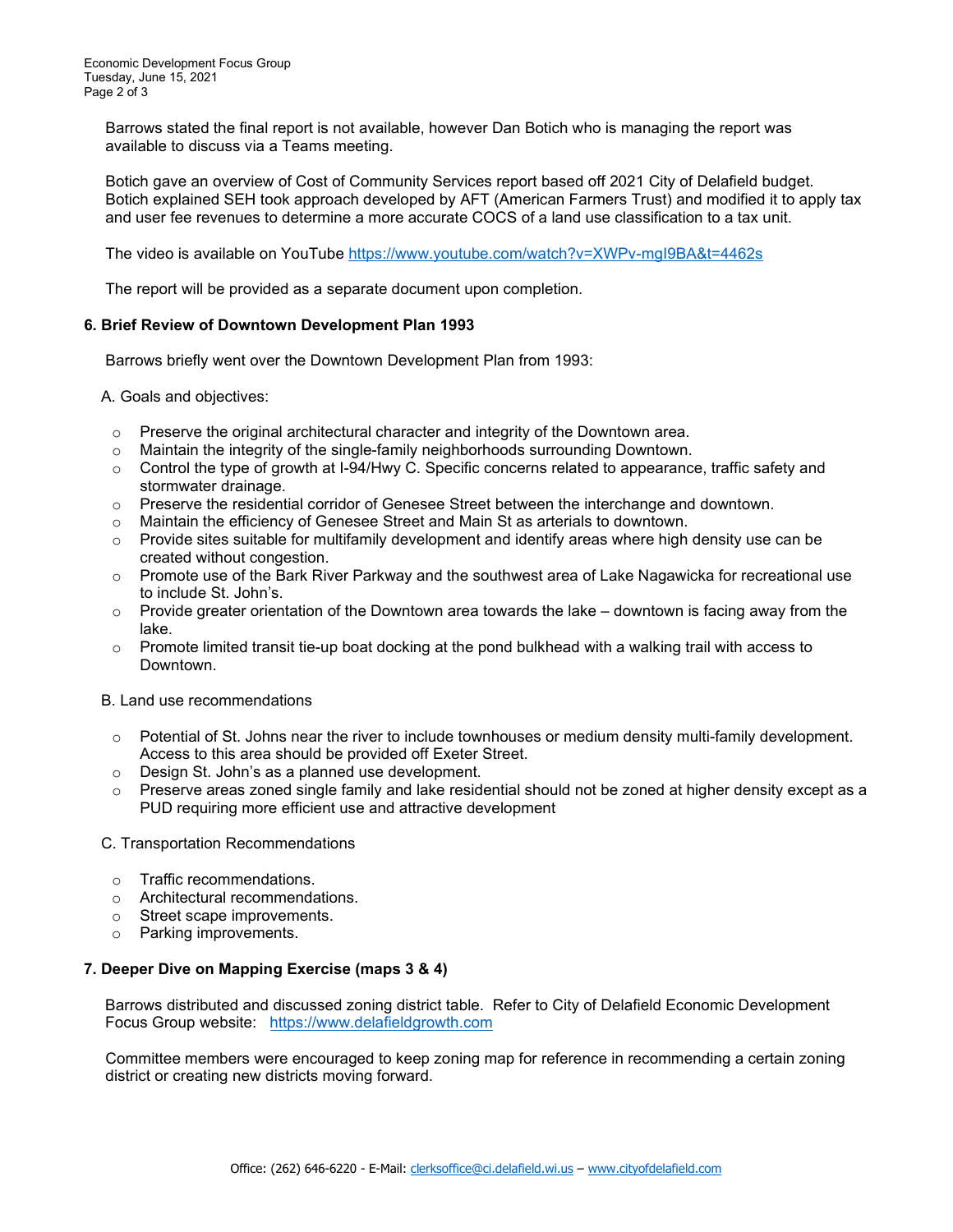Barrows stated the final report is not available, however Dan Botich who is managing the report was available to discuss via a Teams meeting.

Botich gave an overview of Cost of Community Services report based off 2021 City of Delafield budget. Botich explained SEH took approach developed by AFT (American Farmers Trust) and modified it to apply tax and user fee revenues to determine a more accurate COCS of a land use classification to a tax unit.

The video is available on YouTube https://www.youtube.com/watch?v=XWPv-mgI9BA&t=4462s

The report will be provided as a separate document upon completion.

**6. Brief Review of Downtown Development Plan 1993**

Barrows briefly went over the Downtown Development Plan from 1993:

A. Goals and objectives:

- Preserve the original architectural character and integrity of the Downtown area.
- Maintain the integrity of the single-family neighborhoods surrounding Downtown.
- Control the type of growth at I-94/Hwy C. Specific concerns related to appearance, traffic safety and stormwater drainage.
- Preserve the residential corridor of Genesee Street between the interchange and downtown.
- Maintain the efficiency of Genesee Street and Main St as arterials to downtown.
- Provide sites suitable for multifamily development and identify areas where high density use can be created without congestion.
- Promote use of the Bark River Parkway and the southwest area of Lake Nagawicka for recreational use to include St. John's.
- Provide greater orientation of the Downtown area towards the lake – downtown is facing away from the lake.
- Promote limited transit tie-up boat docking at the pond bulkhead with a walking trail with access to Downtown.

B. Land use recommendations

- Potential of St. Johns near the river to include townhouses or medium density multi-family development. Access to this area should be provided off Exeter Street.
- Design St. John's as a planned use development.
- Preserve areas zoned single family and lake residential should not be zoned at higher density except as a PUD requiring more efficient use and attractive development

C. Transportation Recommendations

- Traffic recommendations.
- Architectural recommendations.
- Street scape improvements.
- Parking improvements.

**7. Deeper Dive on Mapping Exercise (maps 3 & 4)**

Barrows distributed and discussed zoning district table. Refer to City of Delafield Economic Development Focus Group website: https://www.delafieldgrowth.com

Committee members were encouraged to keep zoning map for reference in recommending a certain zoning district or creating new districts moving forward.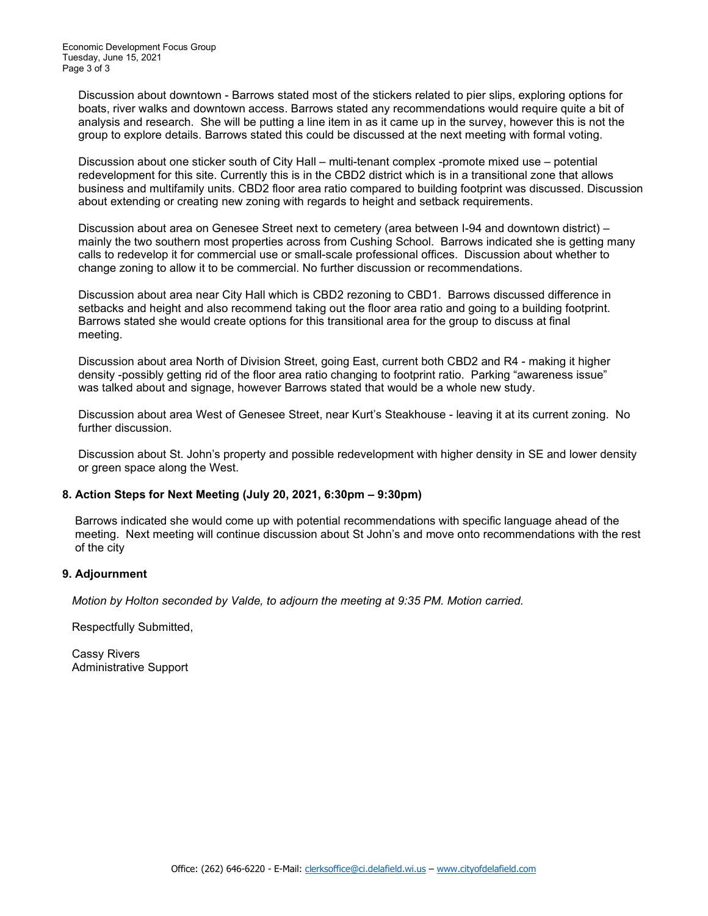Discussion about downtown - Barrows stated most of the stickers related to pier slips, exploring options for boats, river walks and downtown access. Barrows stated any recommendations would require quite a bit of analysis and research. She will be putting a line item in as it came up in the survey, however this is not the group to explore details. Barrows stated this could be discussed at the next meeting with formal voting.

Discussion about one sticker south of City Hall – multi-tenant complex -promote mixed use – potential redevelopment for this site. Currently this is in the CBD2 district which is in a transitional zone that allows business and multifamily units. CBD2 floor area ratio compared to building footprint was discussed. Discussion about extending or creating new zoning with regards to height and setback requirements.

Discussion about area on Genesee Street next to cemetery (area between I-94 and downtown district) – mainly the two southern most properties across from Cushing School. Barrows indicated she is getting many calls to redevelop it for commercial use or small-scale professional offices. Discussion about whether to change zoning to allow it to be commercial. No further discussion or recommendations.

Discussion about area near City Hall which is CBD2 rezoning to CBD1. Barrows discussed difference in setbacks and height and also recommend taking out the floor area ratio and going to a building footprint. Barrows stated she would create options for this transitional area for the group to discuss at final meeting.

Discussion about area North of Division Street, going East, current both CBD2 and R4 - making it higher density -possibly getting rid of the floor area ratio changing to footprint ratio. Parking "awareness issue" was talked about and signage, however Barrows stated that would be a whole new study.

Discussion about area West of Genesee Street, near Kurt's Steakhouse - leaving it at its current zoning. No further discussion.

Discussion about St. John's property and possible redevelopment with higher density in SE and lower density or green space along the West.

**8. Action Steps for Next Meeting (July 20, 2021, 6:30pm – 9:30pm)**

Barrows indicated she would come up with potential recommendations with specific language ahead of the meeting. Next meeting will continue discussion about St John's and move onto recommendations with the rest of the city

**9. Adjournment**

*Motion by Holton seconded by Valde, to adjourn the meeting at 9:35 PM. Motion carried.*

Respectfully Submitted,

Cassy Rivers
Administrative Support

Office: (262) 646-6220 - E-Mail: clerksoffice@ci.delafield.wi.us – www.cityofdelafield.com